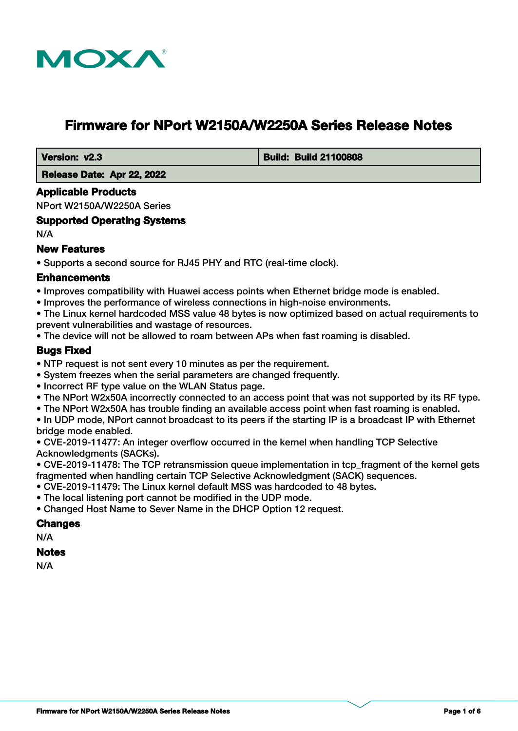# Firmware for NPort W2150A/W2250A Series Release Notes

| Version: v2.3 | Build: Build 21100808 |
|---|---|
| Release Date: Apr 22, 2022 | |

## Applicable Products

NPort W2150A/W2250A Series

## Supported Operating Systems

N/A

## New Features

- Supports a second source for RJ45 PHY and RTC (real-time clock).

## Enhancements

- Improves compatibility with Huawei access points when Ethernet bridge mode is enabled.
- Improves the performance of wireless connections in high-noise environments.
- The Linux kernel hardcoded MSS value 48 bytes is now optimized based on actual requirements to prevent vulnerabilities and wastage of resources.
- The device will not be allowed to roam between APs when fast roaming is disabled.

## Bugs Fixed

- NTP request is not sent every 10 minutes as per the requirement.
- System freezes when the serial parameters are changed frequently.
- Incorrect RF type value on the WLAN Status page.
- The NPort W2x50A incorrectly connected to an access point that was not supported by its RF type.
- The NPort W2x50A has trouble finding an available access point when fast roaming is enabled.
- In UDP mode, NPort cannot broadcast to its peers if the starting IP is a broadcast IP with Ethernet bridge mode enabled.
- CVE-2019-11477: An integer overflow occurred in the kernel when handling TCP Selective Acknowledgments (SACKs).
- CVE-2019-11478: The TCP retransmission queue implementation in tcp_fragment of the kernel gets fragmented when handling certain TCP Selective Acknowledgment (SACK) sequences.
- CVE-2019-11479: The Linux kernel default MSS was hardcoded to 48 bytes.
- The local listening port cannot be modified in the UDP mode.
- Changed Host Name to Sever Name in the DHCP Option 12 request.

## Changes

N/A

## Notes

N/A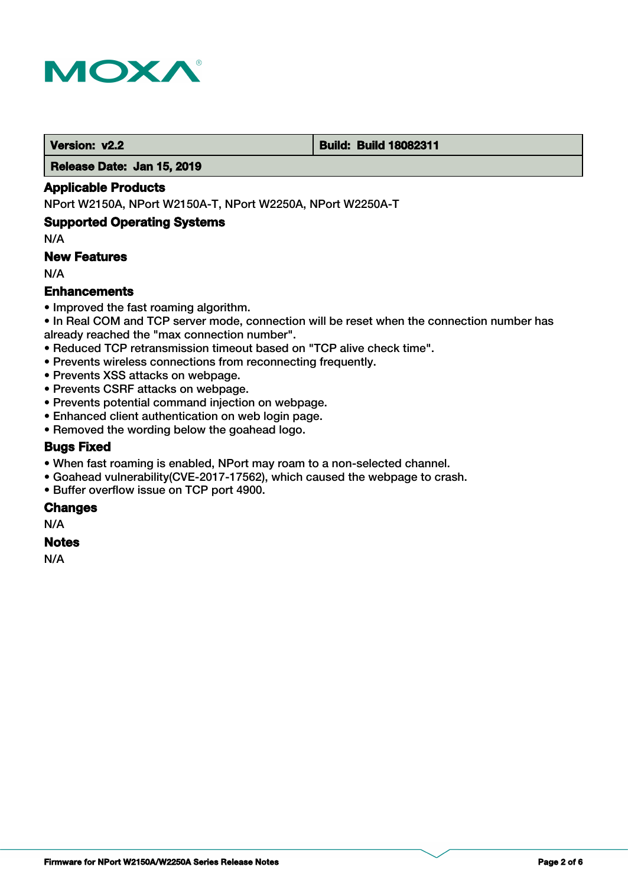| Version: v2.2 | Build: Build 18082311 |
| --- | --- |
| Release Date: Jan 15, 2019 | |

### Applicable Products

NPort W2150A, NPort W2150A-T, NPort W2250A, NPort W2250A-T

### Supported Operating Systems

N/A

### New Features

N/A

### Enhancements

- Improved the fast roaming algorithm.
- In Real COM and TCP server mode, connection will be reset when the connection number has already reached the "max connection number".
- Reduced TCP retransmission timeout based on "TCP alive check time".
- Prevents wireless connections from reconnecting frequently.
- Prevents XSS attacks on webpage.
- Prevents CSRF attacks on webpage.
- Prevents potential command injection on webpage.
- Enhanced client authentication on web login page.
- Removed the wording below the goahead logo.

### Bugs Fixed

- When fast roaming is enabled, NPort may roam to a non-selected channel.
- Goahead vulnerability(CVE-2017-17562), which caused the webpage to crash.
- Buffer overflow issue on TCP port 4900.

### Changes

N/A

### Notes

N/A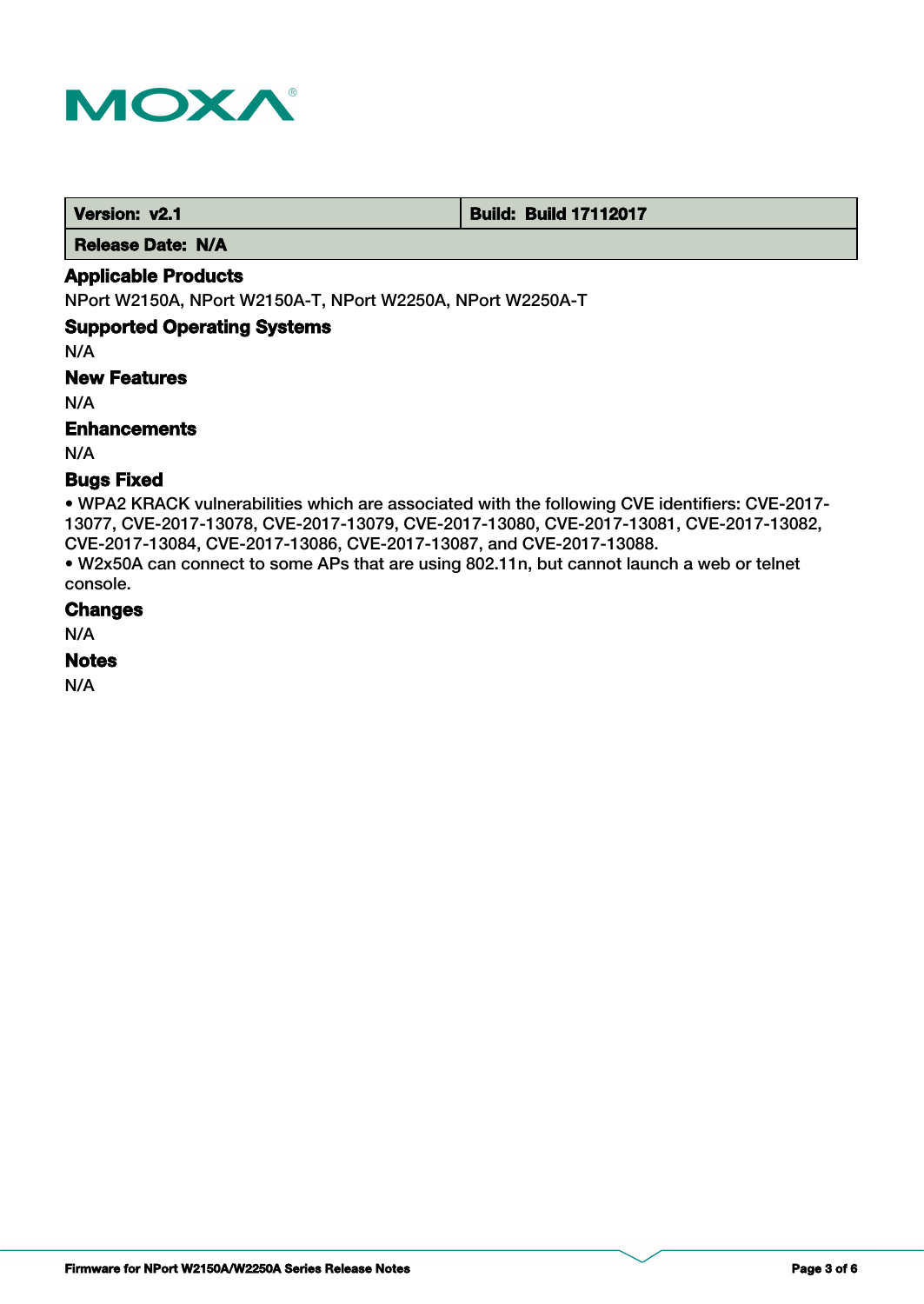| Version: v2.1 | Build: Build 17112017 |
| --- | --- |
| Release Date: N/A | |

### Applicable Products

NPort W2150A, NPort W2150A-T, NPort W2250A, NPort W2250A-T

### Supported Operating Systems

N/A

### New Features

N/A

### Enhancements

N/A

### Bugs Fixed

• WPA2 KRACK vulnerabilities which are associated with the following CVE identifiers: CVE-2017-13077, CVE-2017-13078, CVE-2017-13079, CVE-2017-13080, CVE-2017-13081, CVE-2017-13082, CVE-2017-13084, CVE-2017-13086, CVE-2017-13087, and CVE-2017-13088.
• W2x50A can connect to some APs that are using 802.11n, but cannot launch a web or telnet console.

### Changes

N/A

### Notes

N/A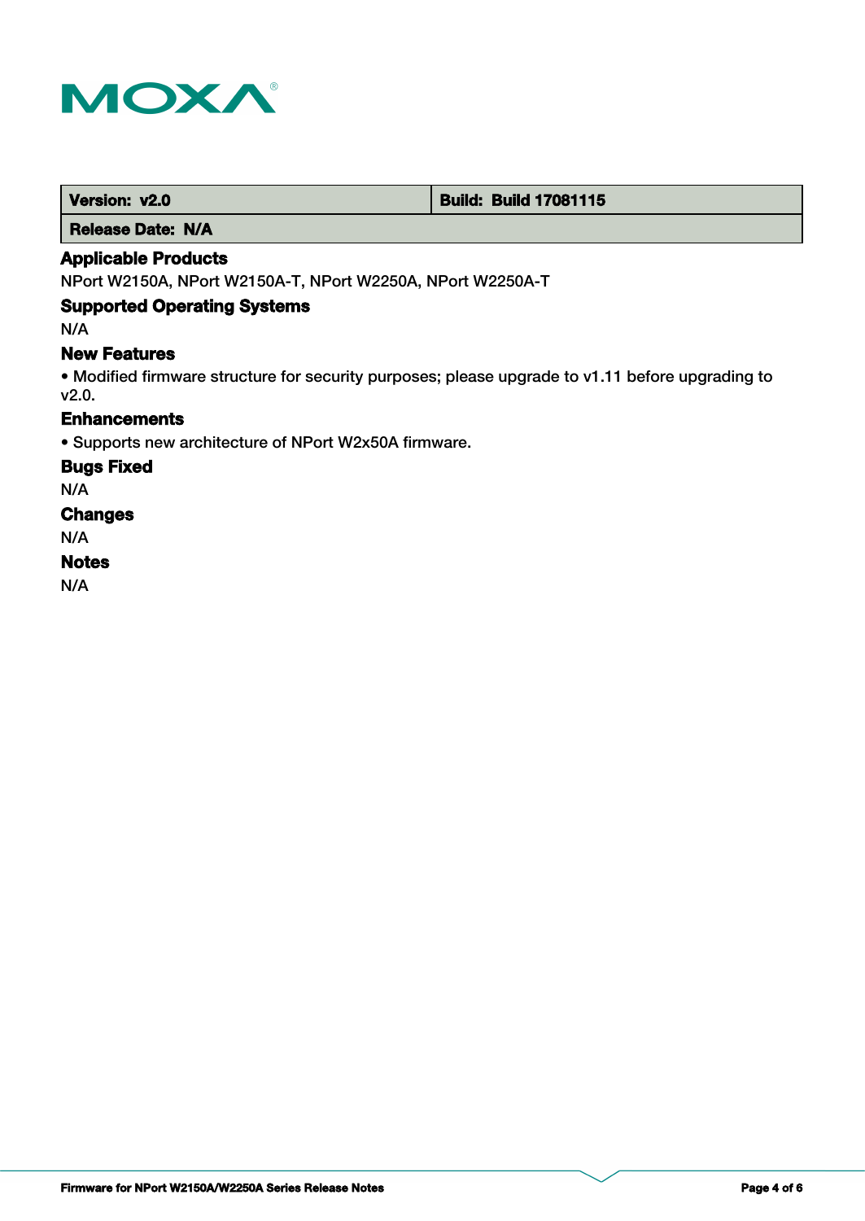| Version: v2.0 | Build: Build 17081115 |
| --- | --- |
| Release Date: N/A | |

### Applicable Products

NPort W2150A, NPort W2150A-T, NPort W2250A, NPort W2250A-T

### Supported Operating Systems

N/A

### New Features

• Modified firmware structure for security purposes; please upgrade to v1.11 before upgrading to v2.0.

### Enhancements

• Supports new architecture of NPort W2x50A firmware.

### Bugs Fixed

N/A

### Changes

N/A

### Notes

N/A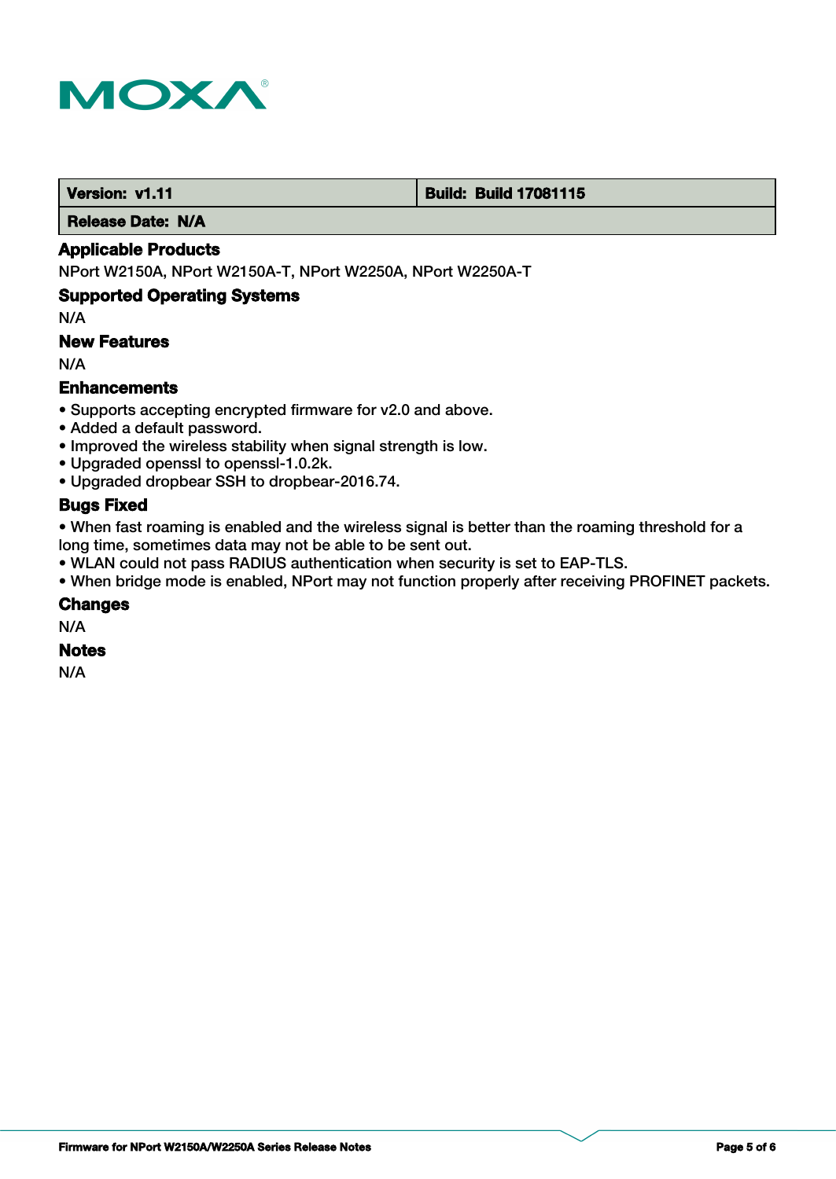| Version: v1.11 | Build: Build 17081115 |
| --- | --- |
| Release Date: N/A | |

### Applicable Products

NPort W2150A, NPort W2150A-T, NPort W2250A, NPort W2250A-T

### Supported Operating Systems

N/A

### New Features

N/A

### Enhancements

- Supports accepting encrypted firmware for v2.0 and above.
- Added a default password.
- Improved the wireless stability when signal strength is low.
- Upgraded openssl to openssl-1.0.2k.
- Upgraded dropbear SSH to dropbear-2016.74.

### Bugs Fixed

- When fast roaming is enabled and the wireless signal is better than the roaming threshold for a long time, sometimes data may not be able to be sent out.
- WLAN could not pass RADIUS authentication when security is set to EAP-TLS.
- When bridge mode is enabled, NPort may not function properly after receiving PROFINET packets.

### Changes

N/A

### Notes

N/A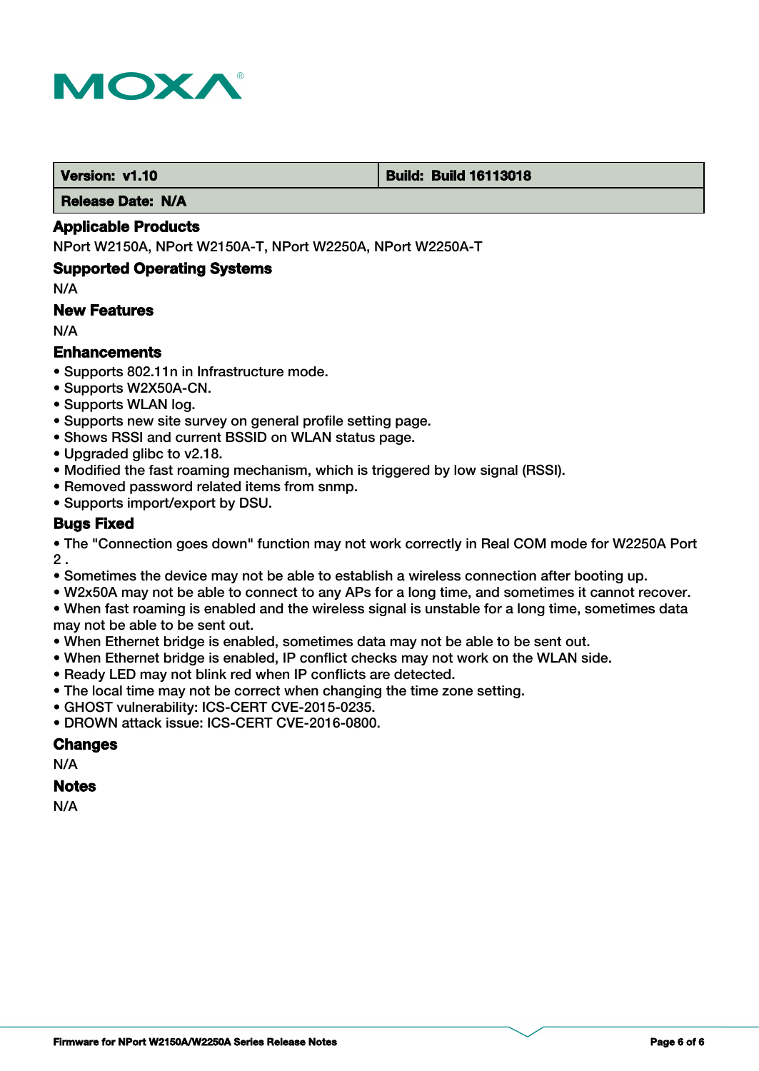| Version: v1.10 | Build: Build 16113018 |
| --- | --- |
| Release Date: N/A | |

### Applicable Products

NPort W2150A, NPort W2150A-T, NPort W2250A, NPort W2250A-T

### Supported Operating Systems

N/A

### New Features

N/A

### Enhancements

- Supports 802.11n in Infrastructure mode.
- Supports W2X50A-CN.
- Supports WLAN log.
- Supports new site survey on general profile setting page.
- Shows RSSI and current BSSID on WLAN status page.
- Upgraded glibc to v2.18.
- Modified the fast roaming mechanism, which is triggered by low signal (RSSI).
- Removed password related items from snmp.
- Supports import/export by DSU.

### Bugs Fixed

- The "Connection goes down" function may not work correctly in Real COM mode for W2250A Port 2 .
- Sometimes the device may not be able to establish a wireless connection after booting up.
- W2x50A may not be able to connect to any APs for a long time, and sometimes it cannot recover.
- When fast roaming is enabled and the wireless signal is unstable for a long time, sometimes data may not be able to be sent out.
- When Ethernet bridge is enabled, sometimes data may not be able to be sent out.
- When Ethernet bridge is enabled, IP conflict checks may not work on the WLAN side.
- Ready LED may not blink red when IP conflicts are detected.
- The local time may not be correct when changing the time zone setting.
- GHOST vulnerability: ICS-CERT CVE-2015-0235.
- DROWN attack issue: ICS-CERT CVE-2016-0800.

### Changes

N/A

### Notes

N/A